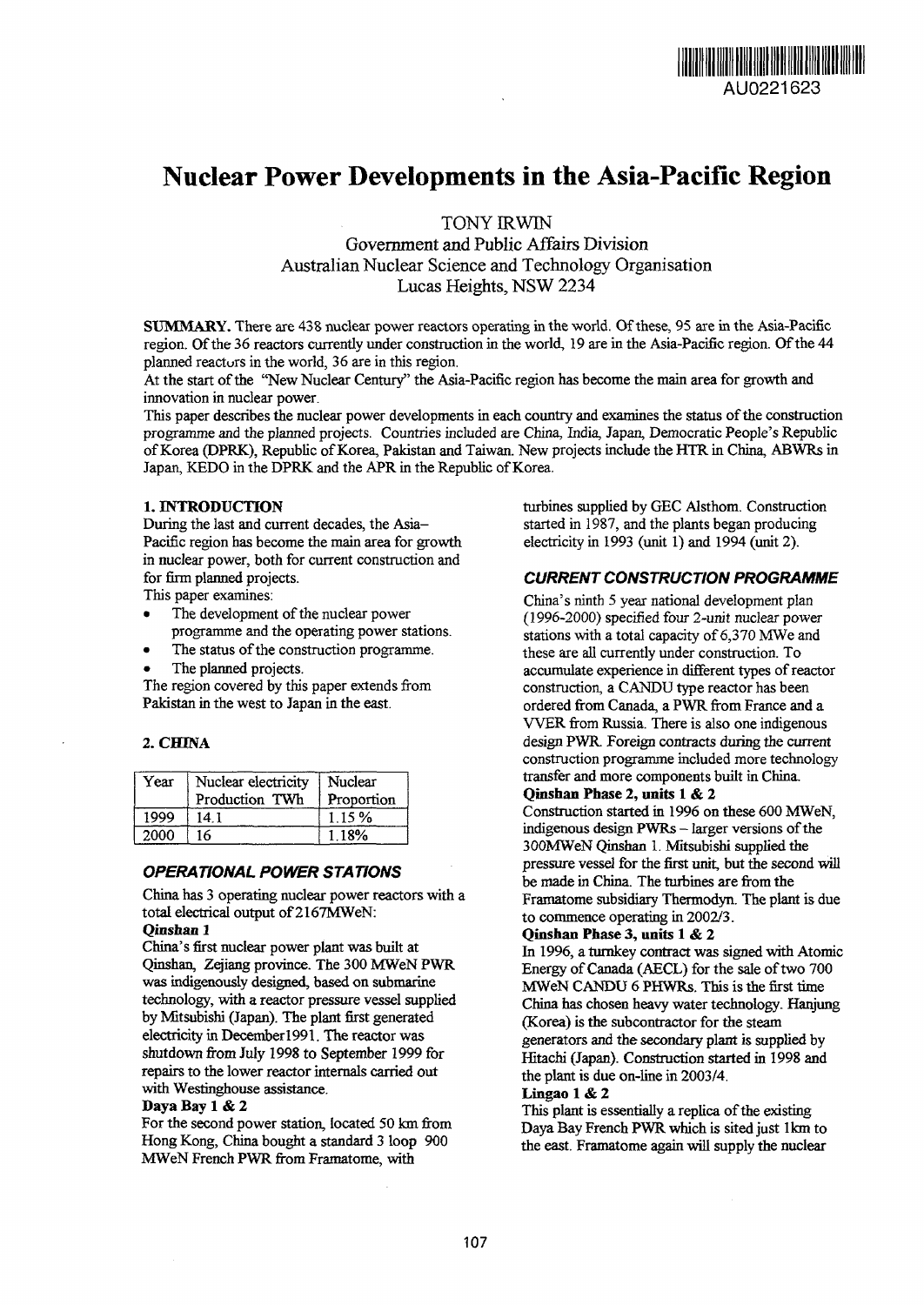AU0221623

# Nuclear Power Developments in the Asia-Pacific Region

TONY IRWIN

Government and Public Affairs Division
Australian Nuclear Science and Technology Organisation
Lucas Heights, NSW 2234

**SUMMARY.** There are 438 nuclear power reactors operating in the world. Of these, 95 are in the Asia-Pacific region. Of the 36 reactors currently under construction in the world, 19 are in the Asia-Pacific region. Of the 44 planned reactors in the world, 36 are in this region.

At the start of the "New Nuclear Century" the Asia-Pacific region has become the main area for growth and innovation in nuclear power.

This paper describes the nuclear power developments in each country and examines the status of the construction programme and the planned projects. Countries included are China, India, Japan, Democratic People's Republic of Korea (DPRK), Republic of Korea, Pakistan and Taiwan. New projects include the HTR in China, ABWRs in Japan, KEDO in the DPRK and the APR in the Republic of Korea.

## 1. INTRODUCTION

During the last and current decades, the Asia–Pacific region has become the main area for growth in nuclear power, both for current construction and for firm planned projects.

This paper examines:

- The development of the nuclear power programme and the operating power stations.
- The status of the construction programme.
- The planned projects.

The region covered by this paper extends from Pakistan in the west to Japan in the east.

## 2. CHINA

| Year | Nuclear electricity Production TWh | Nuclear Proportion |
|---|---|---|
| 1999 | 14.1 | 1.15 % |
| 2000 | 16 | 1.18% |

### *OPERATIONAL POWER STATIONS*

China has 3 operating nuclear power reactors with a total electrical output of 2167MWeN:

**Qinshan 1**

China's first nuclear power plant was built at Qinshan, Zejiang province. The 300 MWeN PWR was indigenously designed, based on submarine technology, with a reactor pressure vessel supplied by Mitsubishi (Japan). The plant first generated electricity in December1991. The reactor was shutdown from July 1998 to September 1999 for repairs to the lower reactor internals carried out with Westinghouse assistance.

**Daya Bay 1 & 2**

For the second power station, located 50 km from Hong Kong, China bought a standard 3 loop 900 MWeN French PWR from Framatome, with turbines supplied by GEC Alsthom. Construction started in 1987, and the plants began producing electricity in 1993 (unit 1) and 1994 (unit 2).

### *CURRENT CONSTRUCTION PROGRAMME*

China's ninth 5 year national development plan (1996-2000) specified four 2-unit nuclear power stations with a total capacity of 6,370 MWe and these are all currently under construction. To accumulate experience in different types of reactor construction, a CANDU type reactor has been ordered from Canada, a PWR from France and a VVER from Russia. There is also one indigenous design PWR. Foreign contracts during the current construction programme included more technology transfer and more components built in China.

**Qinshan Phase 2, units 1 & 2**

Construction started in 1996 on these 600 MWeN, indigenous design PWRs – larger versions of the 300MWeN Qinshan 1. Mitsubishi supplied the pressure vessel for the first unit, but the second will be made in China. The turbines are from the Framatome subsidiary Thermodyn. The plant is due to commence operating in 2002/3.

**Qinshan Phase 3, units 1 & 2**

In 1996, a turnkey contract was signed with Atomic Energy of Canada (AECL) for the sale of two 700 MWeN CANDU 6 PHWRs. This is the first time China has chosen heavy water technology. Hanjung (Korea) is the subcontractor for the steam generators and the secondary plant is supplied by Hitachi (Japan). Construction started in 1998 and the plant is due on-line in 2003/4.

**Lingao 1 & 2**

This plant is essentially a replica of the existing Daya Bay French PWR which is sited just 1km to the east. Framatome again will supply the nuclear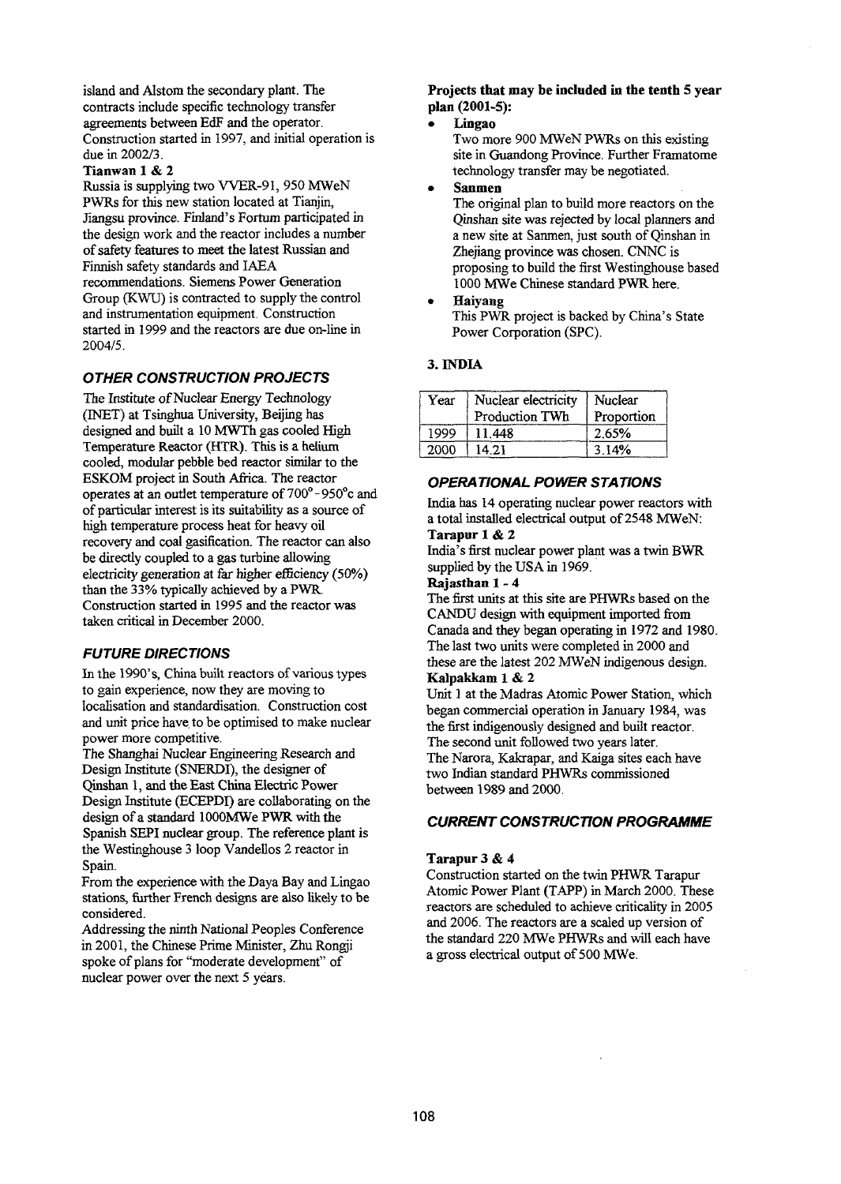island and Alstom the secondary plant. The contracts include specific technology transfer agreements between EdF and the operator. Construction started in 1997, and initial operation is due in 2002/3.

**Tianwan 1 & 2**

Russia is supplying two VVER-91, 950 MWeN PWRs for this new station located at Tianjin, Jiangsu province. Finland's Fortum participated in the design work and the reactor includes a number of safety features to meet the latest Russian and Finnish safety standards and IAEA recommendations. Siemens Power Generation Group (KWU) is contracted to supply the control and instrumentation equipment. Construction started in 1999 and the reactors are due on-line in 2004/5.

### *OTHER CONSTRUCTION PROJECTS*

The Institute of Nuclear Energy Technology (INET) at Tsinghua University, Beijing has designed and built a 10 MWTh gas cooled High Temperature Reactor (HTR). This is a helium cooled, modular pebble bed reactor similar to the ESKOM project in South Africa. The reactor operates at an outlet temperature of 700°-950°c and of particular interest is its suitability as a source of high temperature process heat for heavy oil recovery and coal gasification. The reactor can also be directly coupled to a gas turbine allowing electricity generation at far higher efficiency (50%) than the 33% typically achieved by a PWR. Construction started in 1995 and the reactor was taken critical in December 2000.

### *FUTURE DIRECTIONS*

In the 1990's, China built reactors of various types to gain experience, now they are moving to localisation and standardisation. Construction cost and unit price have to be optimised to make nuclear power more competitive.

The Shanghai Nuclear Engineering Research and Design Institute (SNERDI), the designer of Qinshan 1, and the East China Electric Power Design Institute (ECEPDI) are collaborating on the design of a standard 1000MWe PWR with the Spanish SEPI nuclear group. The reference plant is the Westinghouse 3 loop Vandellos 2 reactor in Spain.

From the experience with the Daya Bay and Lingao stations, further French designs are also likely to be considered.

Addressing the ninth National Peoples Conference in 2001, the Chinese Prime Minister, Zhu Rongji spoke of plans for "moderate development" of nuclear power over the next 5 years.

**Projects that may be included in the tenth 5 year plan (2001-5):**

- **Lingao**
  Two more 900 MWeN PWRs on this existing site in Guandong Province. Further Framatome technology transfer may be negotiated.
- **Sanmen**
  The original plan to build more reactors on the Qinshan site was rejected by local planners and a new site at Sanmen, just south of Qinshan in Zhejiang province was chosen. CNNC is proposing to build the first Westinghouse based 1000 MWe Chinese standard PWR here.
- **Haiyang**
  This PWR project is backed by China's State Power Corporation (SPC).

## 3. INDIA

| Year | Nuclear electricity Production TWh | Nuclear Proportion |
|---|---|---|
| 1999 | 11.448 | 2.65% |
| 2000 | 14.21 | 3.14% |

### *OPERATIONAL POWER STATIONS*

India has 14 operating nuclear power reactors with a total installed electrical output of 2548 MWeN:

**Tarapur 1 & 2**

India's first nuclear power plant was a twin BWR supplied by the USA in 1969.

**Rajasthan 1 - 4**

The first units at this site are PHWRs based on the CANDU design with equipment imported from Canada and they began operating in 1972 and 1980. The last two units were completed in 2000 and these are the latest 202 MWeN indigenous design.

**Kalpakkam 1 & 2**

Unit 1 at the Madras Atomic Power Station, which began commercial operation in January 1984, was the first indigenously designed and built reactor. The second unit followed two years later.

The Narora, Kakrapar, and Kaiga sites each have two Indian standard PHWRs commissioned between 1989 and 2000.

### *CURRENT CONSTRUCTION PROGRAMME*

**Tarapur 3 & 4**

Construction started on the twin PHWR Tarapur Atomic Power Plant (TAPP) in March 2000. These reactors are scheduled to achieve criticality in 2005 and 2006. The reactors are a scaled up version of the standard 220 MWe PHWRs and will each have a gross electrical output of 500 MWe.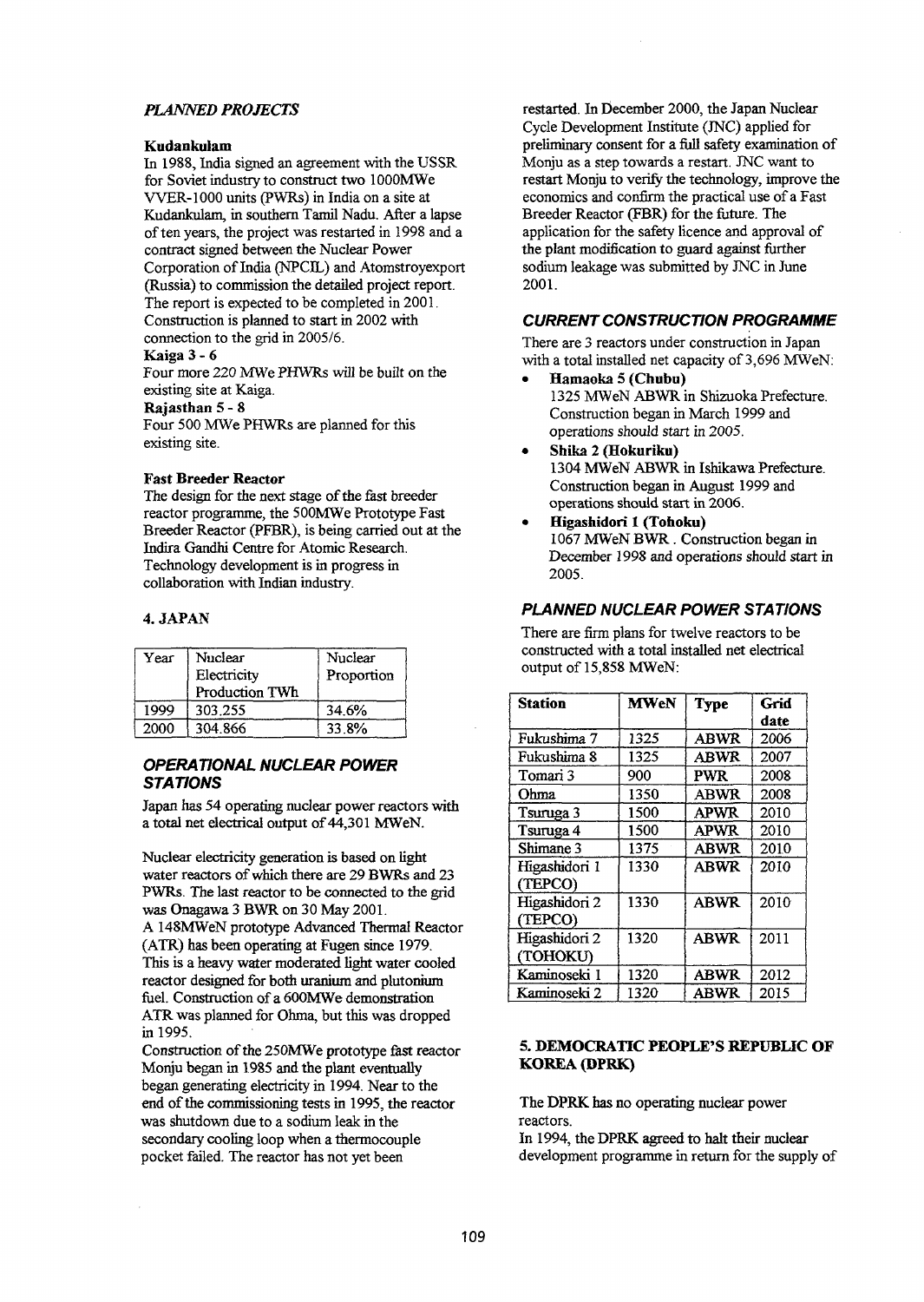### *PLANNED PROJECTS*

**Kudankulam**

In 1988, India signed an agreement with the USSR for Soviet industry to construct two 1000MWe VVER-1000 units (PWRs) in India on a site at Kudankulam, in southern Tamil Nadu. After a lapse of ten years, the project was restarted in 1998 and a contract signed between the Nuclear Power Corporation of India (NPCIL) and Atomstroyexport (Russia) to commission the detailed project report. The report is expected to be completed in 2001. Construction is planned to start in 2002 with connection to the grid in 2005/6.

**Kaiga 3 - 6**

Four more 220 MWe PHWRs will be built on the existing site at Kaiga.

**Rajasthan 5 - 8**

Four 500 MWe PHWRs are planned for this existing site.

**Fast Breeder Reactor**

The design for the next stage of the fast breeder reactor programme, the 500MWe Prototype Fast Breeder Reactor (PFBR), is being carried out at the Indira Gandhi Centre for Atomic Research. Technology development is in progress in collaboration with Indian industry.

## 4. JAPAN

| Year | Nuclear Electricity Production TWh | Nuclear Proportion |
|---|---|---|
| 1999 | 303.255 | 34.6% |
| 2000 | 304.866 | 33.8% |

### *OPERATIONAL NUCLEAR POWER STATIONS*

Japan has 54 operating nuclear power reactors with a total net electrical output of 44,301 MWeN.

Nuclear electricity generation is based on light water reactors of which there are 29 BWRs and 23 PWRs. The last reactor to be connected to the grid was Onagawa 3 BWR on 30 May 2001.

A 148MWeN prototype Advanced Thermal Reactor (ATR) has been operating at Fugen since 1979. This is a heavy water moderated light water cooled reactor designed for both uranium and plutonium fuel. Construction of a 600MWe demonstration ATR was planned for Ohma, but this was dropped in 1995.

Construction of the 250MWe prototype fast reactor Monju began in 1985 and the plant eventually began generating electricity in 1994. Near to the end of the commissioning tests in 1995, the reactor was shutdown due to a sodium leak in the secondary cooling loop when a thermocouple pocket failed. The reactor has not yet been restarted. In December 2000, the Japan Nuclear Cycle Development Institute (JNC) applied for preliminary consent for a full safety examination of Monju as a step towards a restart. JNC want to restart Monju to verify the technology, improve the economics and confirm the practical use of a Fast Breeder Reactor (FBR) for the future. The application for the safety licence and approval of the plant modification to guard against further sodium leakage was submitted by JNC in June 2001.

### *CURRENT CONSTRUCTION PROGRAMME*

There are 3 reactors under construction in Japan with a total installed net capacity of 3,696 MWeN:

- **Hamaoka 5 (Chubu)**
  1325 MWeN ABWR in Shizuoka Prefecture. Construction began in March 1999 and operations should start in 2005.
- **Shika 2 (Hokuriku)**
  1304 MWeN ABWR in Ishikawa Prefecture. Construction began in August 1999 and operations should start in 2006.
- **Higashidori 1 (Tohoku)**
  1067 MWeN BWR. Construction began in December 1998 and operations should start in 2005.

### *PLANNED NUCLEAR POWER STATIONS*

There are firm plans for twelve reactors to be constructed with a total installed net electrical output of 15,858 MWeN:

| Station | MWeN | Type | Grid date |
|---|---|---|---|
| Fukushima 7 | 1325 | ABWR | 2006 |
| Fukushima 8 | 1325 | ABWR | 2007 |
| Tomari 3 | 900 | PWR | 2008 |
| Ohma | 1350 | ABWR | 2008 |
| Tsuruga 3 | 1500 | APWR | 2010 |
| Tsuruga 4 | 1500 | APWR | 2010 |
| Shimane 3 | 1375 | ABWR | 2010 |
| Higashidori 1 (TEPCO) | 1330 | ABWR | 2010 |
| Higashidori 2 (TEPCO) | 1330 | ABWR | 2010 |
| Higashidori 2 (TOHOKU) | 1320 | ABWR | 2011 |
| Kaminoseki 1 | 1320 | ABWR | 2012 |
| Kaminoseki 2 | 1320 | ABWR | 2015 |

## 5. DEMOCRATIC PEOPLE'S REPUBLIC OF KOREA (DPRK)

The DPRK has no operating nuclear power reactors.

In 1994, the DPRK agreed to halt their nuclear development programme in return for the supply of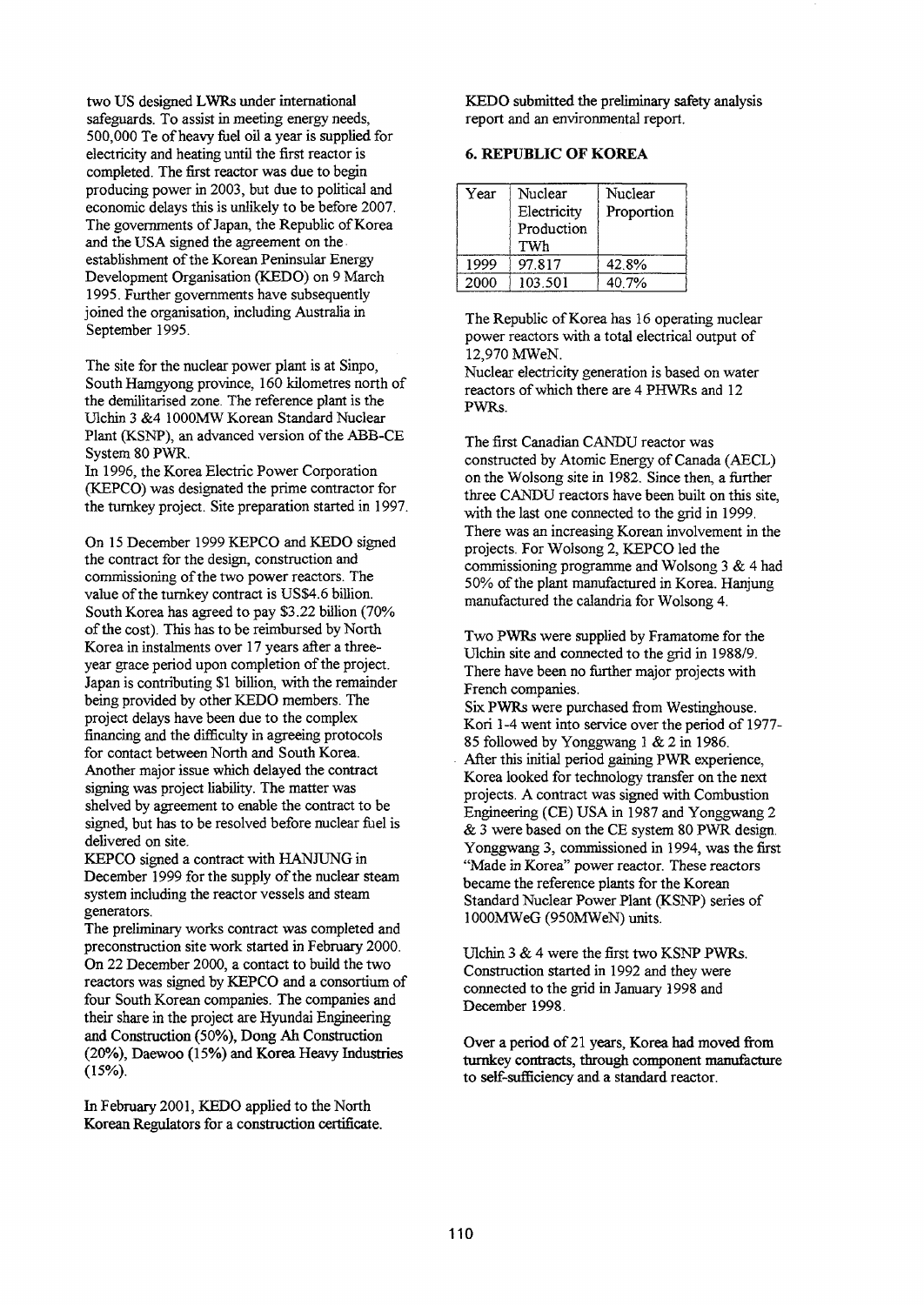two US designed LWRs under international safeguards. To assist in meeting energy needs, 500,000 Te of heavy fuel oil a year is supplied for electricity and heating until the first reactor is completed. The first reactor was due to begin producing power in 2003, but due to political and economic delays this is unlikely to be before 2007. The governments of Japan, the Republic of Korea and the USA signed the agreement on the establishment of the Korean Peninsular Energy Development Organisation (KEDO) on 9 March 1995. Further governments have subsequently joined the organisation, including Australia in September 1995.

The site for the nuclear power plant is at Sinpo, South Hamgyong province, 160 kilometres north of the demilitarised zone. The reference plant is the Ulchin 3 &4 1000MW Korean Standard Nuclear Plant (KSNP), an advanced version of the ABB-CE System 80 PWR.
In 1996, the Korea Electric Power Corporation (KEPCO) was designated the prime contractor for the turnkey project. Site preparation started in 1997.

On 15 December 1999 KEPCO and KEDO signed the contract for the design, construction and commissioning of the two power reactors. The value of the turnkey contract is US$4.6 billion. South Korea has agreed to pay $3.22 billion (70% of the cost). This has to be reimbursed by North Korea in instalments over 17 years after a three-year grace period upon completion of the project. Japan is contributing $1 billion, with the remainder being provided by other KEDO members. The project delays have been due to the complex financing and the difficulty in agreeing protocols for contact between North and South Korea. Another major issue which delayed the contract signing was project liability. The matter was shelved by agreement to enable the contract to be signed, but has to be resolved before nuclear fuel is delivered on site.
KEPCO signed a contract with HANJUNG in December 1999 for the supply of the nuclear steam system including the reactor vessels and steam generators.
The preliminary works contract was completed and preconstruction site work started in February 2000. On 22 December 2000, a contact to build the two reactors was signed by KEPCO and a consortium of four South Korean companies. The companies and their share in the project are Hyundai Engineering and Construction (50%), Dong Ah Construction (20%), Daewoo (15%) and Korea Heavy Industries (15%).

In February 2001, KEDO applied to the North Korean Regulators for a construction certificate. KEDO submitted the preliminary safety analysis report and an environmental report.

## 6. REPUBLIC OF KOREA

| Year | Nuclear Electricity Production TWh | Nuclear Proportion |
|---|---|---|
| 1999 | 97.817 | 42.8% |
| 2000 | 103.501 | 40.7% |

The Republic of Korea has 16 operating nuclear power reactors with a total electrical output of 12,970 MWeN.
Nuclear electricity generation is based on water reactors of which there are 4 PHWRs and 12 PWRs.

The first Canadian CANDU reactor was constructed by Atomic Energy of Canada (AECL) on the Wolsong site in 1982. Since then, a further three CANDU reactors have been built on this site, with the last one connected to the grid in 1999. There was an increasing Korean involvement in the projects. For Wolsong 2, KEPCO led the commissioning programme and Wolsong 3 & 4 had 50% of the plant manufactured in Korea. Hanjung manufactured the calandria for Wolsong 4.

Two PWRs were supplied by Framatome for the Ulchin site and connected to the grid in 1988/9. There have been no further major projects with French companies.
Six PWRs were purchased from Westinghouse. Kori 1-4 went into service over the period of 1977-85 followed by Yonggwang 1 & 2 in 1986.
After this initial period gaining PWR experience, Korea looked for technology transfer on the next projects. A contract was signed with Combustion Engineering (CE) USA in 1987 and Yonggwang 2 & 3 were based on the CE system 80 PWR design. Yonggwang 3, commissioned in 1994, was the first "Made in Korea" power reactor. These reactors became the reference plants for the Korean Standard Nuclear Power Plant (KSNP) series of 1000MWeG (950MWeN) units.

Ulchin 3 & 4 were the first two KSNP PWRs. Construction started in 1992 and they were connected to the grid in January 1998 and December 1998.

Over a period of 21 years, Korea had moved from turnkey contracts, through component manufacture to self-sufficiency and a standard reactor.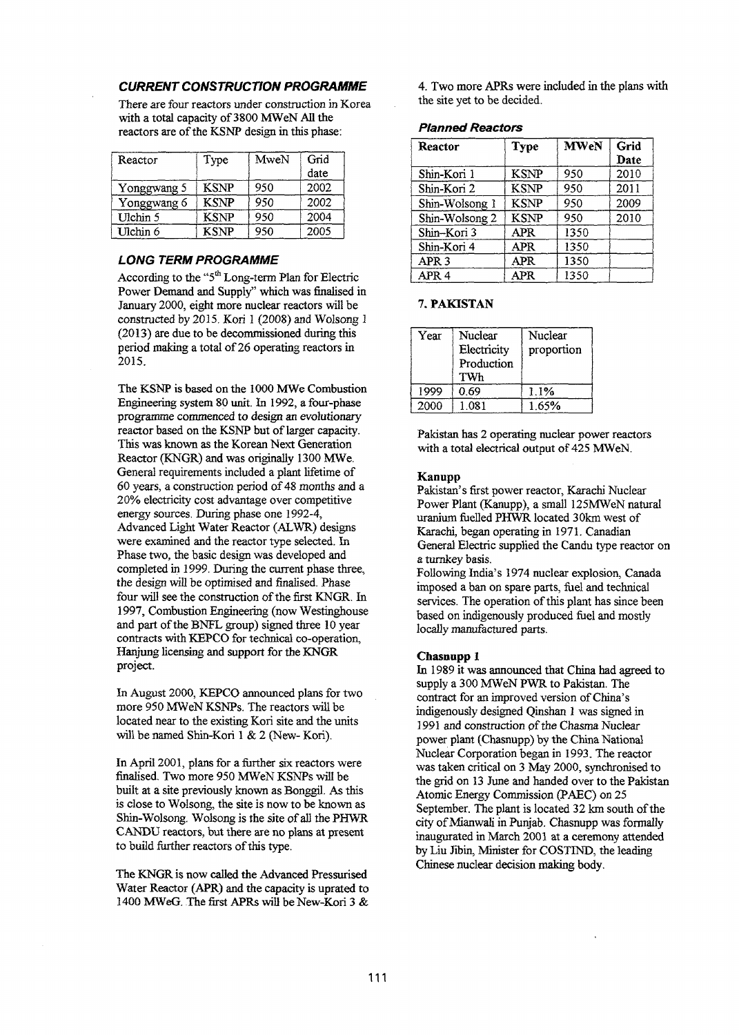### *CURRENT CONSTRUCTION PROGRAMME*

There are four reactors under construction in Korea with a total capacity of 3800 MWeN All the reactors are of the KSNP design in this phase:

| Reactor | Type | MweN | Grid date |
|---|---|---|---|
| Yonggwang 5 | KSNP | 950 | 2002 |
| Yonggwang 6 | KSNP | 950 | 2002 |
| Ulchin 5 | KSNP | 950 | 2004 |
| Ulchin 6 | KSNP | 950 | 2005 |

### *LONG TERM PROGRAMME*

According to the "5th Long-term Plan for Electric Power Demand and Supply" which was finalised in January 2000, eight more nuclear reactors will be constructed by 2015. Kori 1 (2008) and Wolsong 1 (2013) are due to be decommissioned during this period making a total of 26 operating reactors in 2015.

The KSNP is based on the 1000 MWe Combustion Engineering system 80 unit. In 1992, a four-phase programme commenced to design an evolutionary reactor based on the KSNP but of larger capacity. This was known as the Korean Next Generation Reactor (KNGR) and was originally 1300 MWe. General requirements included a plant lifetime of 60 years, a construction period of 48 months and a 20% electricity cost advantage over competitive energy sources. During phase one 1992-4, Advanced Light Water Reactor (ALWR) designs were examined and the reactor type selected. In Phase two, the basic design was developed and completed in 1999. During the current phase three, the design will be optimised and finalised. Phase four will see the construction of the first KNGR. In 1997, Combustion Engineering (now Westinghouse and part of the BNFL group) signed three 10 year contracts with KEPCO for technical co-operation, Hanjung licensing and support for the KNGR project.

In August 2000, KEPCO announced plans for two more 950 MWeN KSNPs. The reactors will be located near to the existing Kori site and the units will be named Shin-Kori 1 & 2 (New- Kori).

In April 2001, plans for a further six reactors were finalised. Two more 950 MWeN KSNPs will be built at a site previously known as Bonggil. As this is close to Wolsong, the site is now to be known as Shin-Wolsong. Wolsong is the site of all the PHWR CANDU reactors, but there are no plans at present to build further reactors of this type.

The KNGR is now called the Advanced Pressurised Water Reactor (APR) and the capacity is uprated to 1400 MWeG. The first APRs will be New-Kori 3 & 4. Two more APRs were included in the plans with the site yet to be decided.

#### *Planned Reactors*

| Reactor | Type | MWeN | Grid Date |
|---|---|---|---|
| Shin-Kori 1 | KSNP | 950 | 2010 |
| Shin-Kori 2 | KSNP | 950 | 2011 |
| Shin-Wolsong 1 | KSNP | 950 | 2009 |
| Shin-Wolsong 2 | KSNP | 950 | 2010 |
| Shin-Kori 3 | APR | 1350 | |
| Shin-Kori 4 | APR | 1350 | |
| APR 3 | APR | 1350 | |
| APR 4 | APR | 1350 | |

## 7. PAKISTAN

| Year | Nuclear Electricity Production TWh | Nuclear proportion |
|---|---|---|
| 1999 | 0.69 | 1.1% |
| 2000 | 1.081 | 1.65% |

Pakistan has 2 operating nuclear power reactors with a total electrical output of 425 MWeN.

### Kanupp

Pakistan's first power reactor, Karachi Nuclear Power Plant (Kanupp), a small 125MWeN natural uranium fuelled PHWR located 30km west of Karachi, began operating in 1971. Canadian General Electric supplied the Candu type reactor on a turnkey basis.

Following India's 1974 nuclear explosion, Canada imposed a ban on spare parts, fuel and technical services. The operation of this plant has since been based on indigenously produced fuel and mostly locally manufactured parts.

### Chasnupp 1

In 1989 it was announced that China had agreed to supply a 300 MWeN PWR to Pakistan. The contract for an improved version of China's indigenously designed Qinshan 1 was signed in 1991 and construction of the Chasma Nuclear power plant (Chasnupp) by the China National Nuclear Corporation began in 1993. The reactor was taken critical on 3 May 2000, synchronised to the grid on 13 June and handed over to the Pakistan Atomic Energy Commission (PAEC) on 25 September. The plant is located 32 km south of the city of Mianwali in Punjab. Chasnupp was formally inaugurated in March 2001 at a ceremony attended by Liu Jibin, Minister for COSTIND, the leading Chinese nuclear decision making body.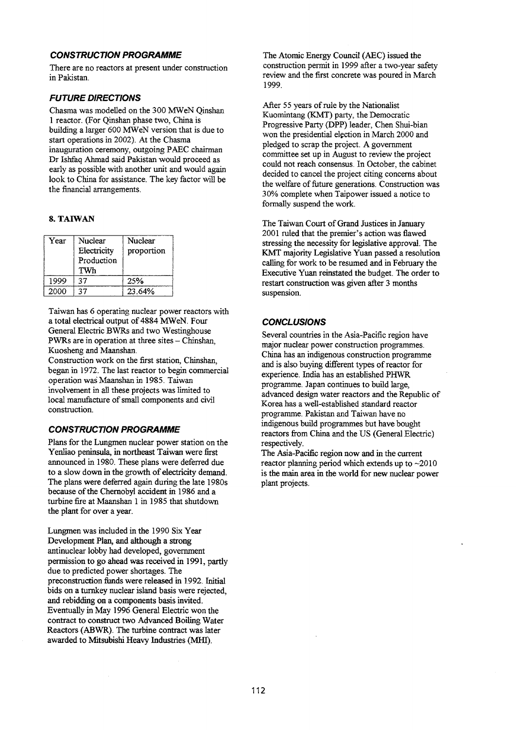### *CONSTRUCTION PROGRAMME*

There are no reactors at present under construction in Pakistan.

### *FUTURE DIRECTIONS*

Chasma was modelled on the 300 MWeN Qinshan 1 reactor. (For Qinshan phase two, China is building a larger 600 MWeN version that is due to start operations in 2002). At the Chasma inauguration ceremony, outgoing PAEC chairman Dr Ishfaq Ahmad said Pakistan would proceed as early as possible with another unit and would again look to China for assistance. The key factor will be the financial arrangements.

## 8. TAIWAN

| Year | Nuclear Electricity Production TWh | Nuclear proportion |
|---|---|---|
| 1999 | 37 | 25% |
| 2000 | 37 | 23.64% |

Taiwan has 6 operating nuclear power reactors with a total electrical output of 4884 MWeN. Four General Electric BWRs and two Westinghouse PWRs are in operation at three sites – Chinshan, Kuosheng and Maanshan.

Construction work on the first station, Chinshan, began in 1972. The last reactor to begin commercial operation was Maanshan in 1985. Taiwan involvement in all these projects was limited to local manufacture of small components and civil construction.

### *CONSTRUCTION PROGRAMME*

Plans for the Lungmen nuclear power station on the Yenliao peninsula, in northeast Taiwan were first announced in 1980. These plans were deferred due to a slow down in the growth of electricity demand. The plans were deferred again during the late 1980s because of the Chernobyl accident in 1986 and a turbine fire at Maanshan 1 in 1985 that shutdown the plant for over a year.

Lungmen was included in the 1990 Six Year Development Plan, and although a strong antinuclear lobby had developed, government permission to go ahead was received in 1991, partly due to predicted power shortages. The preconstruction funds were released in 1992. Initial bids on a turnkey nuclear island basis were rejected, and rebidding on a components basis invited. Eventually in May 1996 General Electric won the contract to construct two Advanced Boiling Water Reactors (ABWR). The turbine contract was later awarded to Mitsubishi Heavy Industries (MHI).

The Atomic Energy Council (AEC) issued the construction permit in 1999 after a two-year safety review and the first concrete was poured in March 1999.

After 55 years of rule by the Nationalist Kuomintang (KMT) party, the Democratic Progressive Party (DPP) leader, Chen Shui-bian won the presidential election in March 2000 and pledged to scrap the project. A government committee set up in August to review the project could not reach consensus. In October, the cabinet decided to cancel the project citing concerns about the welfare of future generations. Construction was 30% complete when Taipower issued a notice to formally suspend the work.

The Taiwan Court of Grand Justices in January 2001 ruled that the premier's action was flawed stressing the necessity for legislative approval. The KMT majority Legislative Yuan passed a resolution calling for work to be resumed and in February the Executive Yuan reinstated the budget. The order to restart construction was given after 3 months suspension.

### *CONCLUSIONS*

Several countries in the Asia-Pacific region have major nuclear power construction programmes. China has an indigenous construction programme and is also buying different types of reactor for experience. India has an established PHWR programme. Japan continues to build large, advanced design water reactors and the Republic of Korea has a well-established standard reactor programme. Pakistan and Taiwan have no indigenous build programmes but have bought reactors from China and the US (General Electric) respectively.

The Asia-Pacific region now and in the current reactor planning period which extends up to ~2010 is the main area in the world for new nuclear power plant projects.